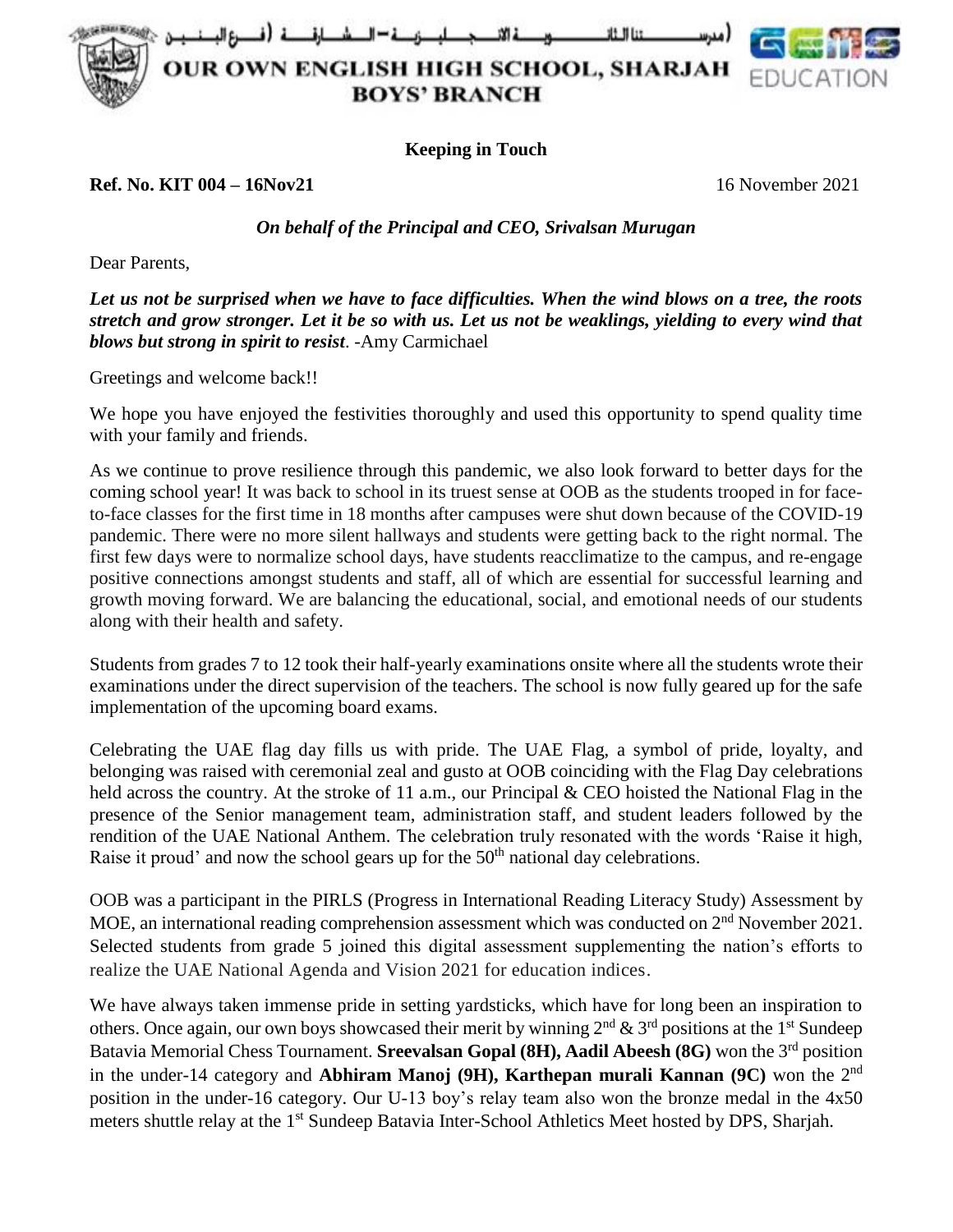(مدرســـــــتنا الناتـــــــويـــة الانــجــلـيــزيــة – الـشــارقـــة (فـــرع البـنـيـن

# OUR OWN ENGLISH HIGH SCHOOL, SHARJAH
## BOYS' BRANCH

GEMS EDUCATION

**Keeping in Touch**

**Ref. No. KIT 004 – 16Nov21** 16 November 2021

***On behalf of the Principal and CEO, Srivalsan Murugan***

Dear Parents,

***Let us not be surprised when we have to face difficulties. When the wind blows on a tree, the roots stretch and grow stronger. Let it be so with us. Let us not be weaklings, yielding to every wind that blows but strong in spirit to resist***. -Amy Carmichael

Greetings and welcome back!!

We hope you have enjoyed the festivities thoroughly and used this opportunity to spend quality time with your family and friends.

As we continue to prove resilience through this pandemic, we also look forward to better days for the coming school year! It was back to school in its truest sense at OOB as the students trooped in for face-to-face classes for the first time in 18 months after campuses were shut down because of the COVID-19 pandemic. There were no more silent hallways and students were getting back to the right normal. The first few days were to normalize school days, have students reacclimatize to the campus, and re-engage positive connections amongst students and staff, all of which are essential for successful learning and growth moving forward. We are balancing the educational, social, and emotional needs of our students along with their health and safety.

Students from grades 7 to 12 took their half-yearly examinations onsite where all the students wrote their examinations under the direct supervision of the teachers. The school is now fully geared up for the safe implementation of the upcoming board exams.

Celebrating the UAE flag day fills us with pride. The UAE Flag, a symbol of pride, loyalty, and belonging was raised with ceremonial zeal and gusto at OOB coinciding with the Flag Day celebrations held across the country. At the stroke of 11 a.m., our Principal & CEO hoisted the National Flag in the presence of the Senior management team, administration staff, and student leaders followed by the rendition of the UAE National Anthem. The celebration truly resonated with the words 'Raise it high, Raise it proud' and now the school gears up for the 50th national day celebrations.

OOB was a participant in the PIRLS (Progress in International Reading Literacy Study) Assessment by MOE, an international reading comprehension assessment which was conducted on 2nd November 2021. Selected students from grade 5 joined this digital assessment supplementing the nation's efforts to realize the UAE National Agenda and Vision 2021 for education indices.

We have always taken immense pride in setting yardsticks, which have for long been an inspiration to others. Once again, our own boys showcased their merit by winning 2nd & 3rd positions at the 1st Sundeep Batavia Memorial Chess Tournament. **Sreevalsan Gopal (8H), Aadil Abeesh (8G)** won the 3rd position in the under-14 category and **Abhiram Manoj (9H), Karthepan murali Kannan (9C)** won the 2nd position in the under-16 category. Our U-13 boy's relay team also won the bronze medal in the 4x50 meters shuttle relay at the 1st Sundeep Batavia Inter-School Athletics Meet hosted by DPS, Sharjah.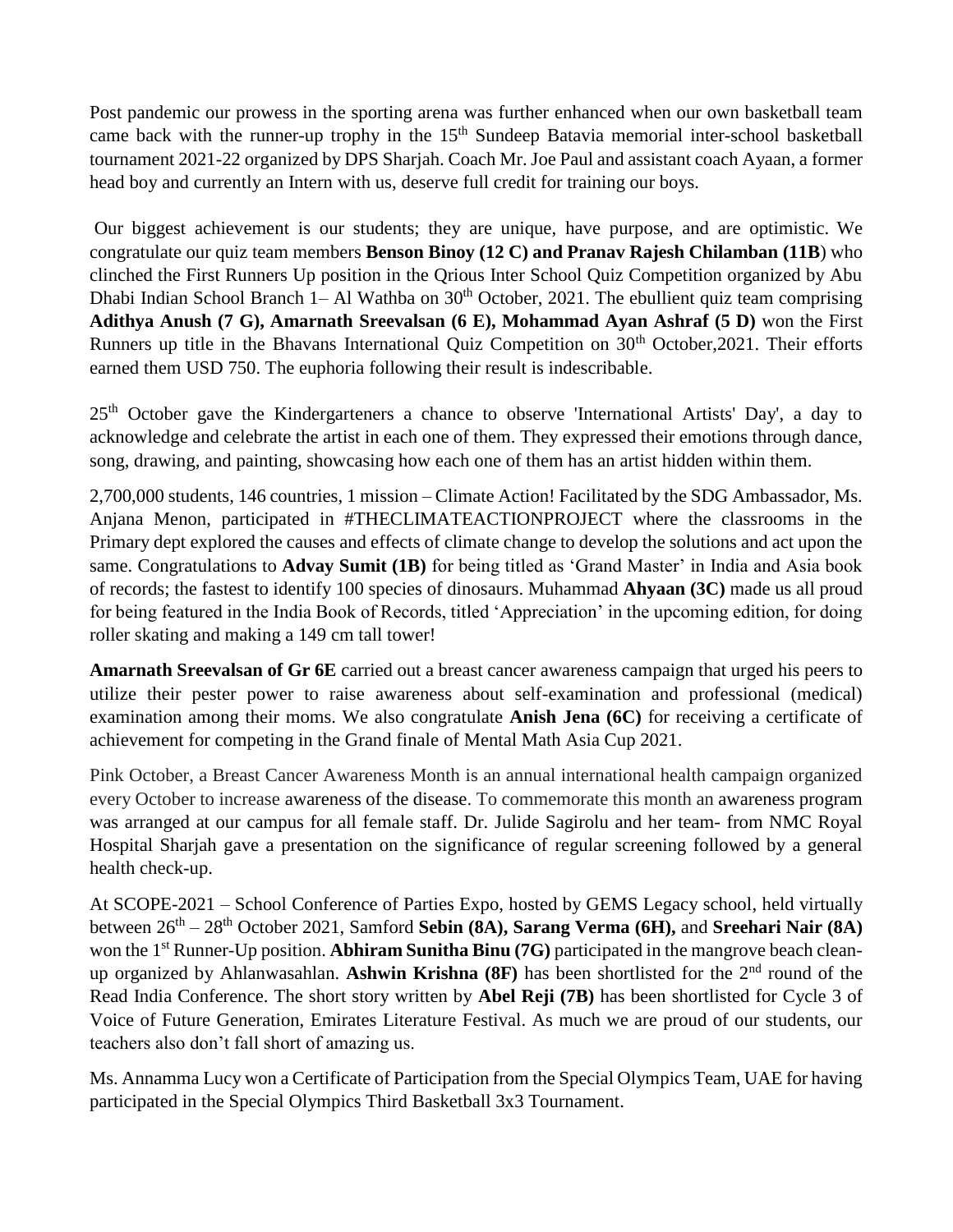Post pandemic our prowess in the sporting arena was further enhanced when our own basketball team came back with the runner-up trophy in the 15th Sundeep Batavia memorial inter-school basketball tournament 2021-22 organized by DPS Sharjah. Coach Mr. Joe Paul and assistant coach Ayaan, a former head boy and currently an Intern with us, deserve full credit for training our boys.

Our biggest achievement is our students; they are unique, have purpose, and are optimistic. We congratulate our quiz team members **Benson Binoy (12 C) and Pranav Rajesh Chilamban (11B**) who clinched the First Runners Up position in the Qrious Inter School Quiz Competition organized by Abu Dhabi Indian School Branch 1– Al Wathba on 30th October, 2021. The ebullient quiz team comprising **Adithya Anush (7 G), Amarnath Sreevalsan (6 E), Mohammad Ayan Ashraf (5 D)** won the First Runners up title in the Bhavans International Quiz Competition on 30th October,2021. Their efforts earned them USD 750. The euphoria following their result is indescribable.

25th October gave the Kindergarteners a chance to observe 'International Artists' Day', a day to acknowledge and celebrate the artist in each one of them. They expressed their emotions through dance, song, drawing, and painting, showcasing how each one of them has an artist hidden within them.

2,700,000 students, 146 countries, 1 mission – Climate Action! Facilitated by the SDG Ambassador, Ms. Anjana Menon, participated in #THECLIMATEACTIONPROJECT where the classrooms in the Primary dept explored the causes and effects of climate change to develop the solutions and act upon the same. Congratulations to **Advay Sumit (1B)** for being titled as 'Grand Master' in India and Asia book of records; the fastest to identify 100 species of dinosaurs. Muhammad **Ahyaan (3C)** made us all proud for being featured in the India Book of Records, titled 'Appreciation' in the upcoming edition, for doing roller skating and making a 149 cm tall tower!

**Amarnath Sreevalsan of Gr 6E** carried out a breast cancer awareness campaign that urged his peers to utilize their pester power to raise awareness about self-examination and professional (medical) examination among their moms. We also congratulate **Anish Jena (6C)** for receiving a certificate of achievement for competing in the Grand finale of Mental Math Asia Cup 2021.

Pink October, a Breast Cancer Awareness Month is an annual international health campaign organized every October to increase awareness of the disease. To commemorate this month an awareness program was arranged at our campus for all female staff. Dr. Julide Sagirolu and her team- from NMC Royal Hospital Sharjah gave a presentation on the significance of regular screening followed by a general health check-up.

At SCOPE-2021 – School Conference of Parties Expo, hosted by GEMS Legacy school, held virtually between 26th – 28th October 2021, Samford **Sebin (8A), Sarang Verma (6H),** and **Sreehari Nair (8A)** won the 1st Runner-Up position. **Abhiram Sunitha Binu (7G)** participated in the mangrove beach clean-up organized by Ahlanwasahlan. **Ashwin Krishna (8F)** has been shortlisted for the 2nd round of the Read India Conference. The short story written by **Abel Reji (7B)** has been shortlisted for Cycle 3 of Voice of Future Generation, Emirates Literature Festival. As much we are proud of our students, our teachers also don't fall short of amazing us.

Ms. Annamma Lucy won a Certificate of Participation from the Special Olympics Team, UAE for having participated in the Special Olympics Third Basketball 3x3 Tournament.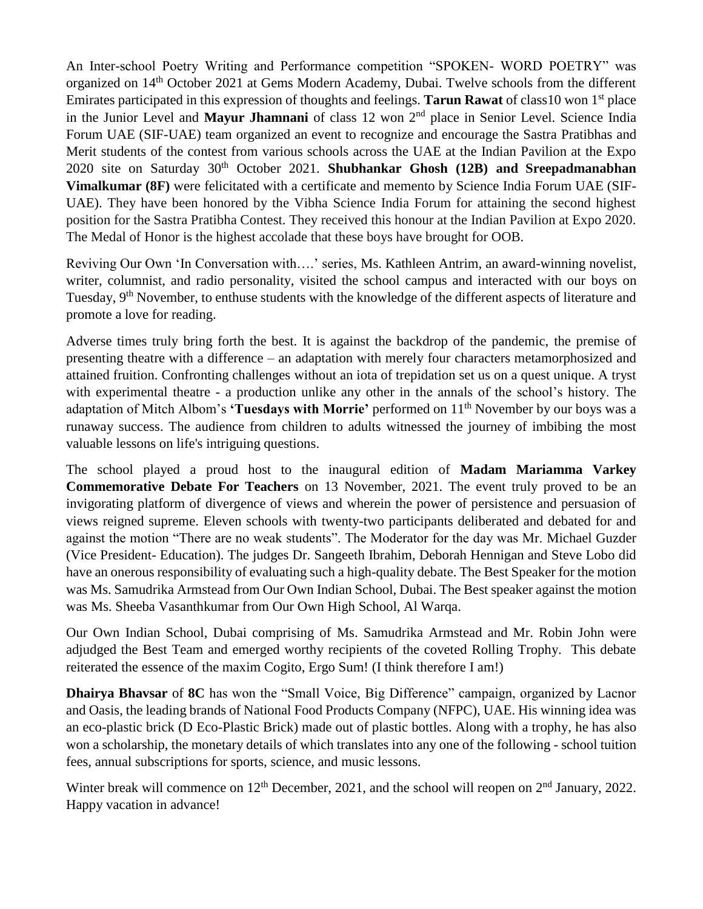An Inter-school Poetry Writing and Performance competition "SPOKEN- WORD POETRY" was organized on 14th October 2021 at Gems Modern Academy, Dubai. Twelve schools from the different Emirates participated in this expression of thoughts and feelings. **Tarun Rawat** of class10 won 1st place in the Junior Level and **Mayur Jhamnani** of class 12 won 2nd place in Senior Level. Science India Forum UAE (SIF-UAE) team organized an event to recognize and encourage the Sastra Pratibhas and Merit students of the contest from various schools across the UAE at the Indian Pavilion at the Expo 2020 site on Saturday 30th October 2021. **Shubhankar Ghosh (12B) and Sreepadmanabhan Vimalkumar (8F)** were felicitated with a certificate and memento by Science India Forum UAE (SIF-UAE). They have been honored by the Vibha Science India Forum for attaining the second highest position for the Sastra Pratibha Contest. They received this honour at the Indian Pavilion at Expo 2020. The Medal of Honor is the highest accolade that these boys have brought for OOB.

Reviving Our Own 'In Conversation with….' series, Ms. Kathleen Antrim, an award-winning novelist, writer, columnist, and radio personality, visited the school campus and interacted with our boys on Tuesday, 9th November, to enthuse students with the knowledge of the different aspects of literature and promote a love for reading.

Adverse times truly bring forth the best. It is against the backdrop of the pandemic, the premise of presenting theatre with a difference – an adaptation with merely four characters metamorphosized and attained fruition. Confronting challenges without an iota of trepidation set us on a quest unique. A tryst with experimental theatre - a production unlike any other in the annals of the school's history. The adaptation of Mitch Albom's **'Tuesdays with Morrie'** performed on 11th November by our boys was a runaway success. The audience from children to adults witnessed the journey of imbibing the most valuable lessons on life's intriguing questions.

The school played a proud host to the inaugural edition of **Madam Mariamma Varkey Commemorative Debate For Teachers** on 13 November, 2021. The event truly proved to be an invigorating platform of divergence of views and wherein the power of persistence and persuasion of views reigned supreme. Eleven schools with twenty-two participants deliberated and debated for and against the motion "There are no weak students". The Moderator for the day was Mr. Michael Guzder (Vice President- Education). The judges Dr. Sangeeth Ibrahim, Deborah Hennigan and Steve Lobo did have an onerous responsibility of evaluating such a high-quality debate. The Best Speaker for the motion was Ms. Samudrika Armstead from Our Own Indian School, Dubai. The Best speaker against the motion was Ms. Sheeba Vasanthkumar from Our Own High School, Al Warqa.

Our Own Indian School, Dubai comprising of Ms. Samudrika Armstead and Mr. Robin John were adjudged the Best Team and emerged worthy recipients of the coveted Rolling Trophy. This debate reiterated the essence of the maxim Cogito, Ergo Sum! (I think therefore I am!)

**Dhairya Bhavsar** of **8C** has won the "Small Voice, Big Difference" campaign, organized by Lacnor and Oasis, the leading brands of National Food Products Company (NFPC), UAE. His winning idea was an eco-plastic brick (D Eco-Plastic Brick) made out of plastic bottles. Along with a trophy, he has also won a scholarship, the monetary details of which translates into any one of the following - school tuition fees, annual subscriptions for sports, science, and music lessons.

Winter break will commence on 12th December, 2021, and the school will reopen on 2nd January, 2022. Happy vacation in advance!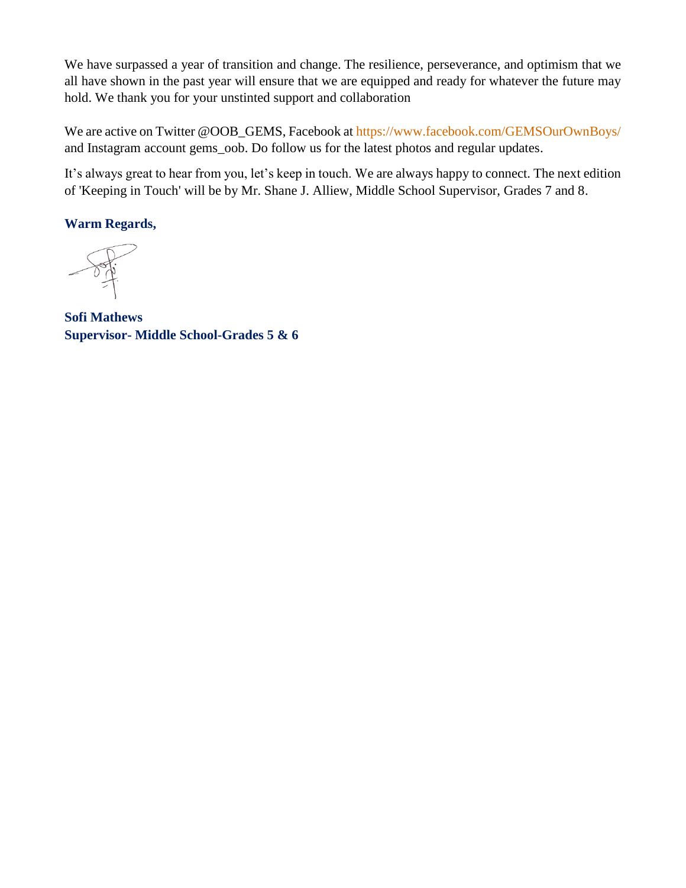We have surpassed a year of transition and change. The resilience, perseverance, and optimism that we all have shown in the past year will ensure that we are equipped and ready for whatever the future may hold. We thank you for your unstinted support and collaboration

We are active on Twitter @OOB_GEMS, Facebook at https://www.facebook.com/GEMSOurOwnBoys/ and Instagram account gems_oob. Do follow us for the latest photos and regular updates.

It's always great to hear from you, let's keep in touch. We are always happy to connect. The next edition of 'Keeping in Touch' will be by Mr. Shane J. Alliew, Middle School Supervisor, Grades 7 and 8.

**Warm Regards,**

**Sofi Mathews**
**Supervisor- Middle School-Grades 5 & 6**